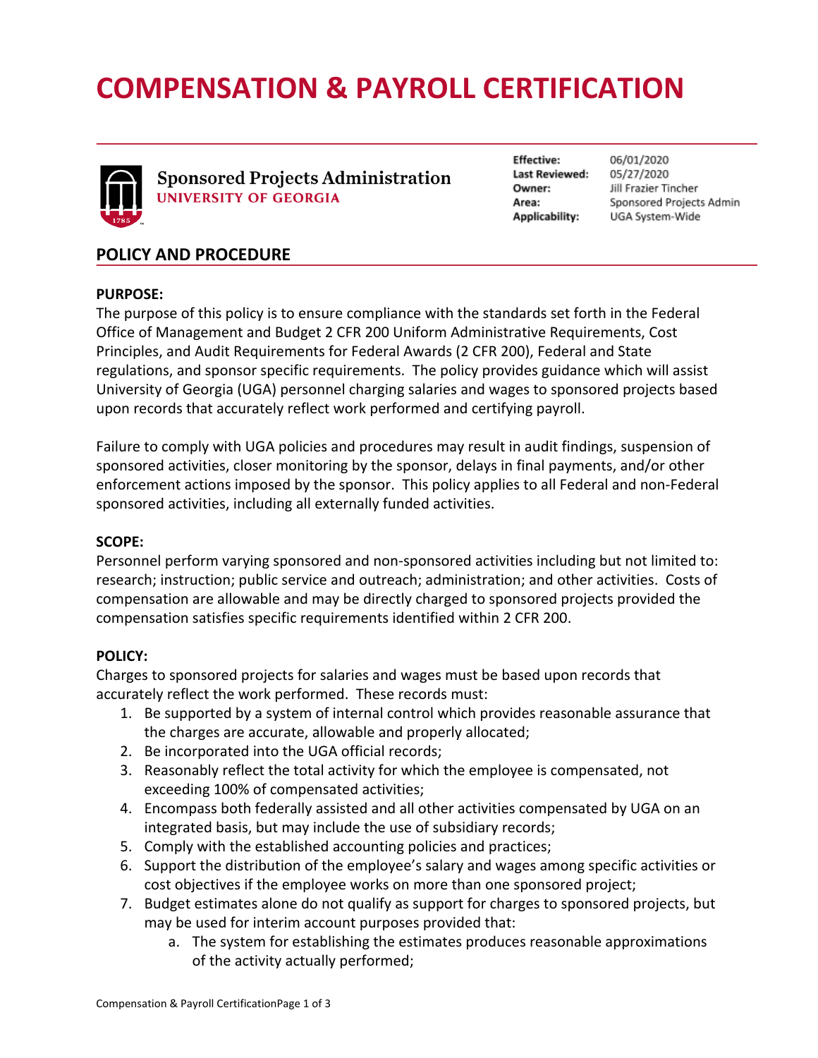# COMPENSATION & PAYROLL CERTIFICATION

**Sponsored Projects Administration**
UNIVERSITY OF GEORGIA

| | |
|---|---|
| **Effective:** | 06/01/2020 |
| **Last Reviewed:** | 05/27/2020 |
| **Owner:** | Jill Frazier Tincher |
| **Area:** | Sponsored Projects Admin |
| **Applicability:** | UGA System-Wide |

## POLICY AND PROCEDURE

**PURPOSE:**
The purpose of this policy is to ensure compliance with the standards set forth in the Federal Office of Management and Budget 2 CFR 200 Uniform Administrative Requirements, Cost Principles, and Audit Requirements for Federal Awards (2 CFR 200), Federal and State regulations, and sponsor specific requirements. The policy provides guidance which will assist University of Georgia (UGA) personnel charging salaries and wages to sponsored projects based upon records that accurately reflect work performed and certifying payroll.

Failure to comply with UGA policies and procedures may result in audit findings, suspension of sponsored activities, closer monitoring by the sponsor, delays in final payments, and/or other enforcement actions imposed by the sponsor. This policy applies to all Federal and non-Federal sponsored activities, including all externally funded activities.

**SCOPE:**
Personnel perform varying sponsored and non-sponsored activities including but not limited to: research; instruction; public service and outreach; administration; and other activities. Costs of compensation are allowable and may be directly charged to sponsored projects provided the compensation satisfies specific requirements identified within 2 CFR 200.

**POLICY:**
Charges to sponsored projects for salaries and wages must be based upon records that accurately reflect the work performed. These records must:

1. Be supported by a system of internal control which provides reasonable assurance that the charges are accurate, allowable and properly allocated;
2. Be incorporated into the UGA official records;
3. Reasonably reflect the total activity for which the employee is compensated, not exceeding 100% of compensated activities;
4. Encompass both federally assisted and all other activities compensated by UGA on an integrated basis, but may include the use of subsidiary records;
5. Comply with the established accounting policies and practices;
6. Support the distribution of the employee's salary and wages among specific activities or cost objectives if the employee works on more than one sponsored project;
7. Budget estimates alone do not qualify as support for charges to sponsored projects, but may be used for interim account purposes provided that:
    a. The system for establishing the estimates produces reasonable approximations of the activity actually performed;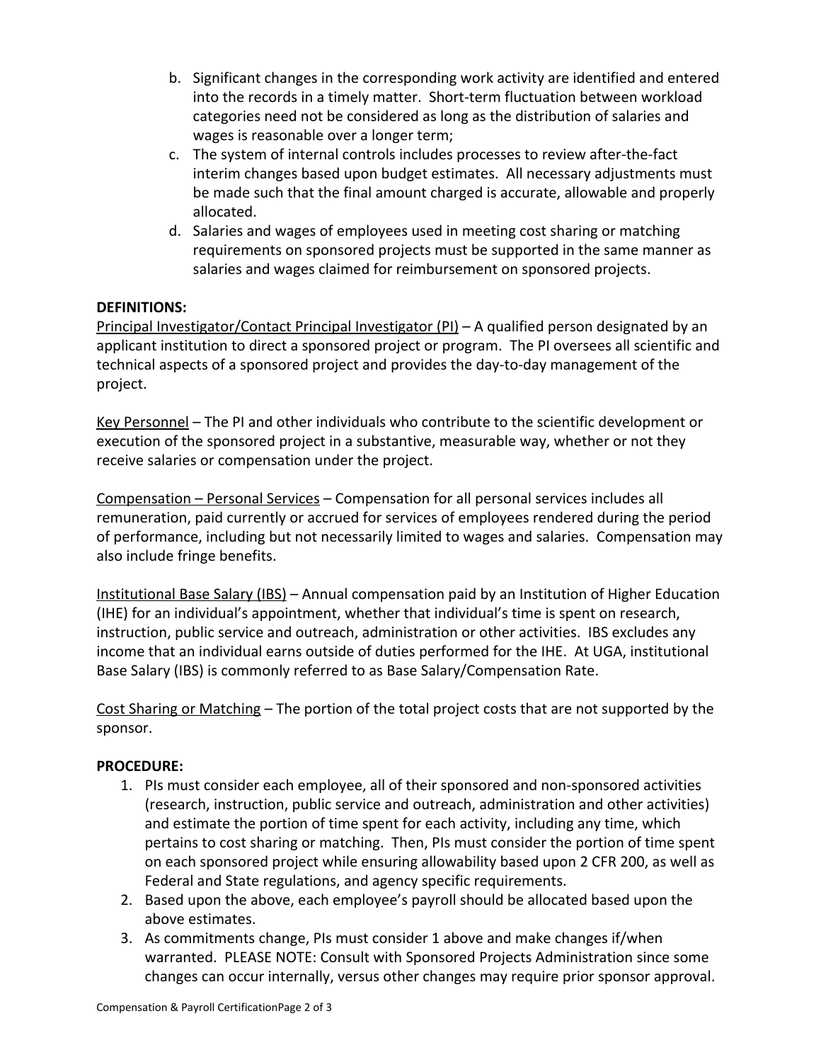b. Significant changes in the corresponding work activity are identified and entered into the records in a timely matter. Short-term fluctuation between workload categories need not be considered as long as the distribution of salaries and wages is reasonable over a longer term;
c. The system of internal controls includes processes to review after-the-fact interim changes based upon budget estimates. All necessary adjustments must be made such that the final amount charged is accurate, allowable and properly allocated.
d. Salaries and wages of employees used in meeting cost sharing or matching requirements on sponsored projects must be supported in the same manner as salaries and wages claimed for reimbursement on sponsored projects.

**DEFINITIONS:**

Principal Investigator/Contact Principal Investigator (PI) – A qualified person designated by an applicant institution to direct a sponsored project or program. The PI oversees all scientific and technical aspects of a sponsored project and provides the day-to-day management of the project.

Key Personnel – The PI and other individuals who contribute to the scientific development or execution of the sponsored project in a substantive, measurable way, whether or not they receive salaries or compensation under the project.

Compensation – Personal Services – Compensation for all personal services includes all remuneration, paid currently or accrued for services of employees rendered during the period of performance, including but not necessarily limited to wages and salaries. Compensation may also include fringe benefits.

Institutional Base Salary (IBS) – Annual compensation paid by an Institution of Higher Education (IHE) for an individual's appointment, whether that individual's time is spent on research, instruction, public service and outreach, administration or other activities. IBS excludes any income that an individual earns outside of duties performed for the IHE. At UGA, institutional Base Salary (IBS) is commonly referred to as Base Salary/Compensation Rate.

Cost Sharing or Matching – The portion of the total project costs that are not supported by the sponsor.

**PROCEDURE:**

1. PIs must consider each employee, all of their sponsored and non-sponsored activities (research, instruction, public service and outreach, administration and other activities) and estimate the portion of time spent for each activity, including any time, which pertains to cost sharing or matching. Then, PIs must consider the portion of time spent on each sponsored project while ensuring allowability based upon 2 CFR 200, as well as Federal and State regulations, and agency specific requirements.
2. Based upon the above, each employee's payroll should be allocated based upon the above estimates.
3. As commitments change, PIs must consider 1 above and make changes if/when warranted. PLEASE NOTE: Consult with Sponsored Projects Administration since some changes can occur internally, versus other changes may require prior sponsor approval.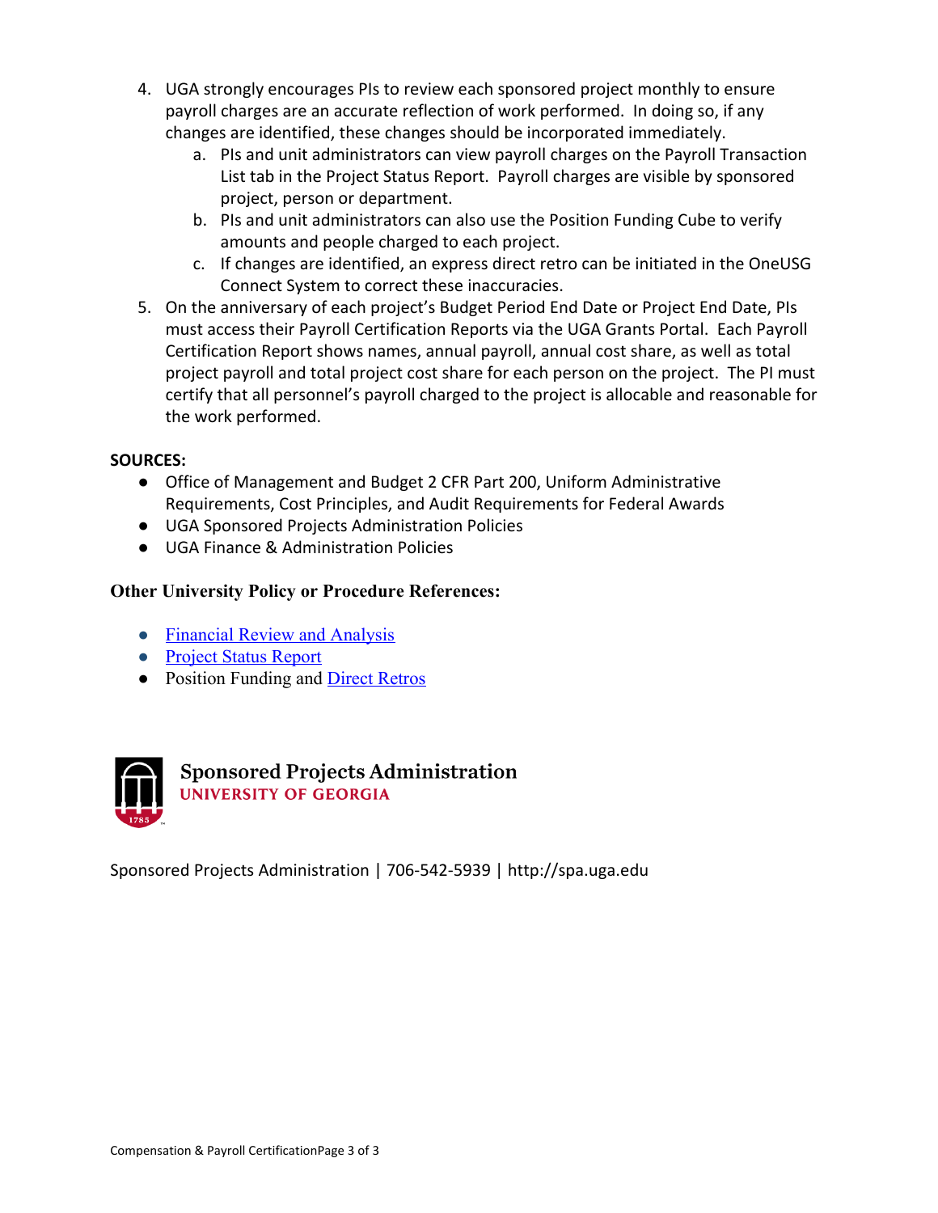4. UGA strongly encourages PIs to review each sponsored project monthly to ensure payroll charges are an accurate reflection of work performed. In doing so, if any changes are identified, these changes should be incorporated immediately.
   a. PIs and unit administrators can view payroll charges on the Payroll Transaction List tab in the Project Status Report. Payroll charges are visible by sponsored project, person or department.
   b. PIs and unit administrators can also use the Position Funding Cube to verify amounts and people charged to each project.
   c. If changes are identified, an express direct retro can be initiated in the OneUSG Connect System to correct these inaccuracies.
5. On the anniversary of each project's Budget Period End Date or Project End Date, PIs must access their Payroll Certification Reports via the UGA Grants Portal. Each Payroll Certification Report shows names, annual payroll, annual cost share, as well as total project payroll and total project cost share for each person on the project. The PI must certify that all personnel's payroll charged to the project is allocable and reasonable for the work performed.

**SOURCES:**

- Office of Management and Budget 2 CFR Part 200, Uniform Administrative Requirements, Cost Principles, and Audit Requirements for Federal Awards
- UGA Sponsored Projects Administration Policies
- UGA Finance & Administration Policies

**Other University Policy or Procedure References:**

- Financial Review and Analysis
- Project Status Report
- Position Funding and Direct Retros

**Sponsored Projects Administration**
**UNIVERSITY OF GEORGIA**

Sponsored Projects Administration | 706-542-5939 | http://spa.uga.edu